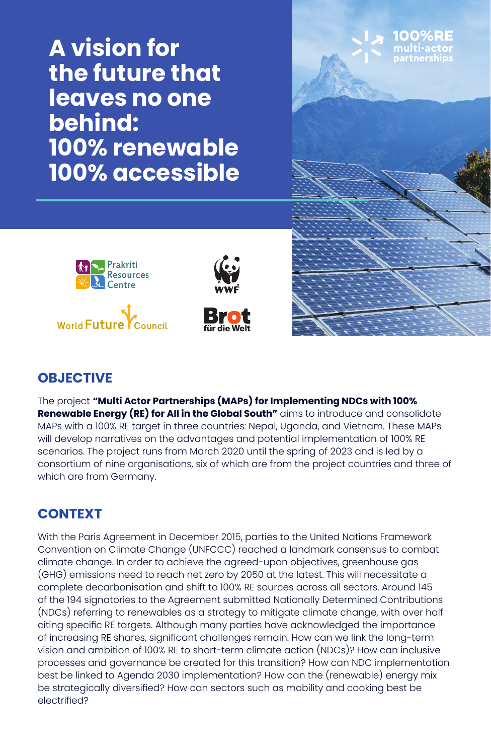# A vision for the future that leaves no one behind: 100% renewable 100% accessible

100%RE multi-actor partnerships

Prakriti Resources Centre

WWF

World Future Council

Brot für die Welt

## OBJECTIVE

The project **"Multi Actor Partnerships (MAPs) for Implementing NDCs with 100% Renewable Energy (RE) for All in the Global South"** aims to introduce and consolidate MAPs with a 100% RE target in three countries: Nepal, Uganda, and Vietnam. These MAPs will develop narratives on the advantages and potential implementation of 100% RE scenarios. The project runs from March 2020 until the spring of 2023 and is led by a consortium of nine organisations, six of which are from the project countries and three of which are from Germany.

## CONTEXT

With the Paris Agreement in December 2015, parties to the United Nations Framework Convention on Climate Change (UNFCCC) reached a landmark consensus to combat climate change. In order to achieve the agreed-upon objectives, greenhouse gas (GHG) emissions need to reach net zero by 2050 at the latest. This will necessitate a complete decarbonisation and shift to 100% RE sources across all sectors. Around 145 of the 194 signatories to the Agreement submitted Nationally Determined Contributions (NDCs) referring to renewables as a strategy to mitigate climate change, with over half citing specific RE targets. Although many parties have acknowledged the importance of increasing RE shares, significant challenges remain. How can we link the long-term vision and ambition of 100% RE to short-term climate action (NDCs)? How can inclusive processes and governance be created for this transition? How can NDC implementation best be linked to Agenda 2030 implementation? How can the (renewable) energy mix be strategically diversified? How can sectors such as mobility and cooking best be electrified?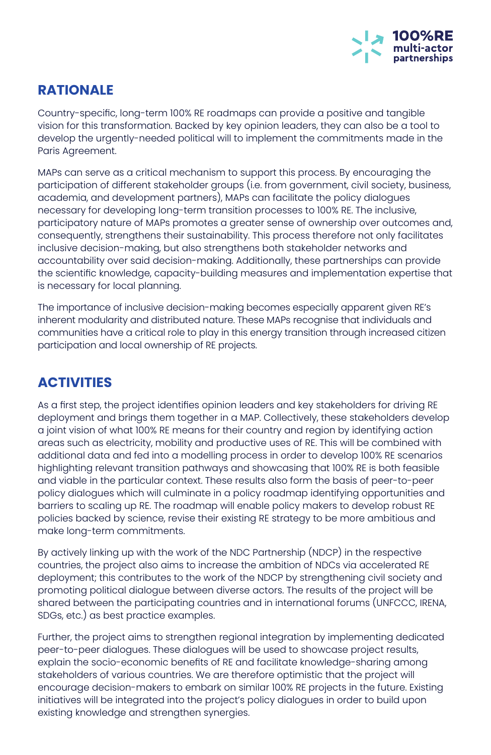## RATIONALE

Country-specific, long-term 100% RE roadmaps can provide a positive and tangible vision for this transformation. Backed by key opinion leaders, they can also be a tool to develop the urgently-needed political will to implement the commitments made in the Paris Agreement.

MAPs can serve as a critical mechanism to support this process. By encouraging the participation of different stakeholder groups (i.e. from government, civil society, business, academia, and development partners), MAPs can facilitate the policy dialogues necessary for developing long-term transition processes to 100% RE. The inclusive, participatory nature of MAPs promotes a greater sense of ownership over outcomes and, consequently, strengthens their sustainability. This process therefore not only facilitates inclusive decision-making, but also strengthens both stakeholder networks and accountability over said decision-making. Additionally, these partnerships can provide the scientific knowledge, capacity-building measures and implementation expertise that is necessary for local planning.

The importance of inclusive decision-making becomes especially apparent given RE's inherent modularity and distributed nature. These MAPs recognise that individuals and communities have a critical role to play in this energy transition through increased citizen participation and local ownership of RE projects.

## ACTIVITIES

As a first step, the project identifies opinion leaders and key stakeholders for driving RE deployment and brings them together in a MAP. Collectively, these stakeholders develop a joint vision of what 100% RE means for their country and region by identifying action areas such as electricity, mobility and productive uses of RE. This will be combined with additional data and fed into a modelling process in order to develop 100% RE scenarios highlighting relevant transition pathways and showcasing that 100% RE is both feasible and viable in the particular context. These results also form the basis of peer-to-peer policy dialogues which will culminate in a policy roadmap identifying opportunities and barriers to scaling up RE. The roadmap will enable policy makers to develop robust RE policies backed by science, revise their existing RE strategy to be more ambitious and make long-term commitments.

By actively linking up with the work of the NDC Partnership (NDCP) in the respective countries, the project also aims to increase the ambition of NDCs via accelerated RE deployment; this contributes to the work of the NDCP by strengthening civil society and promoting political dialogue between diverse actors. The results of the project will be shared between the participating countries and in international forums (UNFCCC, IRENA, SDGs, etc.) as best practice examples.

Further, the project aims to strengthen regional integration by implementing dedicated peer-to-peer dialogues. These dialogues will be used to showcase project results, explain the socio-economic benefits of RE and facilitate knowledge-sharing among stakeholders of various countries. We are therefore optimistic that the project will encourage decision-makers to embark on similar 100% RE projects in the future. Existing initiatives will be integrated into the project's policy dialogues in order to build upon existing knowledge and strengthen synergies.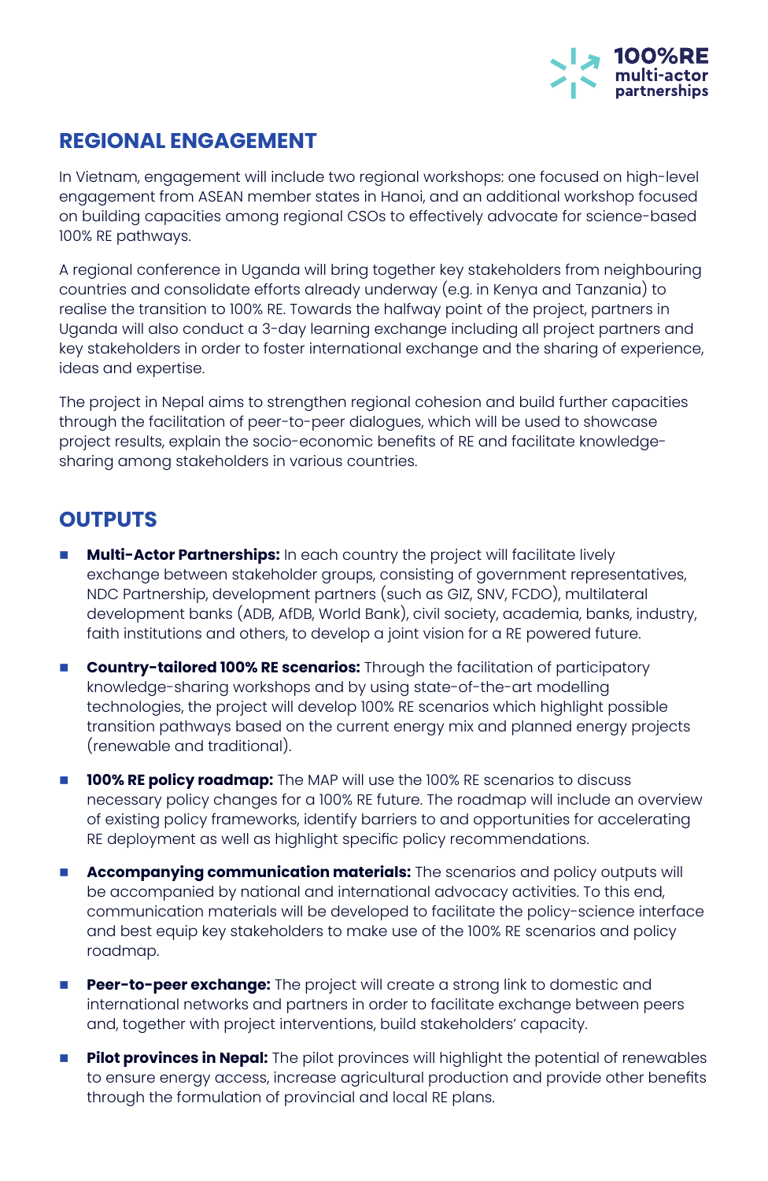## REGIONAL ENGAGEMENT

In Vietnam, engagement will include two regional workshops: one focused on high-level engagement from ASEAN member states in Hanoi, and an additional workshop focused on building capacities among regional CSOs to effectively advocate for science-based 100% RE pathways.

A regional conference in Uganda will bring together key stakeholders from neighbouring countries and consolidate efforts already underway (e.g. in Kenya and Tanzania) to realise the transition to 100% RE. Towards the halfway point of the project, partners in Uganda will also conduct a 3-day learning exchange including all project partners and key stakeholders in order to foster international exchange and the sharing of experience, ideas and expertise.

The project in Nepal aims to strengthen regional cohesion and build further capacities through the facilitation of peer-to-peer dialogues, which will be used to showcase project results, explain the socio-economic benefits of RE and facilitate knowledge-sharing among stakeholders in various countries.

## OUTPUTS

- **Multi-Actor Partnerships:** In each country the project will facilitate lively exchange between stakeholder groups, consisting of government representatives, NDC Partnership, development partners (such as GIZ, SNV, FCDO), multilateral development banks (ADB, AfDB, World Bank), civil society, academia, banks, industry, faith institutions and others, to develop a joint vision for a RE powered future.
- **Country-tailored 100% RE scenarios:** Through the facilitation of participatory knowledge-sharing workshops and by using state-of-the-art modelling technologies, the project will develop 100% RE scenarios which highlight possible transition pathways based on the current energy mix and planned energy projects (renewable and traditional).
- **100% RE policy roadmap:** The MAP will use the 100% RE scenarios to discuss necessary policy changes for a 100% RE future. The roadmap will include an overview of existing policy frameworks, identify barriers to and opportunities for accelerating RE deployment as well as highlight specific policy recommendations.
- **Accompanying communication materials:** The scenarios and policy outputs will be accompanied by national and international advocacy activities. To this end, communication materials will be developed to facilitate the policy-science interface and best equip key stakeholders to make use of the 100% RE scenarios and policy roadmap.
- **Peer-to-peer exchange:** The project will create a strong link to domestic and international networks and partners in order to facilitate exchange between peers and, together with project interventions, build stakeholders' capacity.
- **Pilot provinces in Nepal:** The pilot provinces will highlight the potential of renewables to ensure energy access, increase agricultural production and provide other benefits through the formulation of provincial and local RE plans.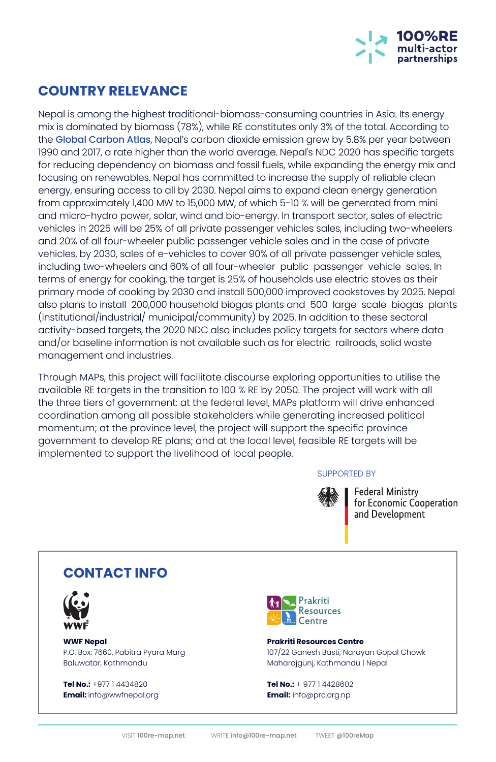100%RE multi-actor partnerships

## COUNTRY RELEVANCE

Nepal is among the highest traditional-biomass-consuming countries in Asia. Its energy mix is dominated by biomass (78%), while RE constitutes only 3% of the total. According to the Global Carbon Atlas, Nepal's carbon dioxide emission grew by 5.8% per year between 1990 and 2017, a rate higher than the world average. Nepal's NDC 2020 has specific targets for reducing dependency on biomass and fossil fuels, while expanding the energy mix and focusing on renewables. Nepal has committed to increase the supply of reliable clean energy, ensuring access to all by 2030. Nepal aims to expand clean energy generation from approximately 1,400 MW to 15,000 MW, of which 5-10 % will be generated from mini and micro-hydro power, solar, wind and bio-energy. In transport sector, sales of electric vehicles in 2025 will be 25% of all private passenger vehicles sales, including two-wheelers and 20% of all four-wheeler public passenger vehicle sales and in the case of private vehicles, by 2030, sales of e-vehicles to cover 90% of all private passenger vehicle sales, including two-wheelers and 60% of all four-wheeler public passenger vehicle sales. In terms of energy for cooking, the target is 25% of households use electric stoves as their primary mode of cooking by 2030 and install 500,000 improved cookstoves by 2025. Nepal also plans to install 200,000 household biogas plants and 500 large scale biogas plants (institutional/industrial/ municipal/community) by 2025. In addition to these sectoral activity-based targets, the 2020 NDC also includes policy targets for sectors where data and/or baseline information is not available such as for electric railroads, solid waste management and industries.

Through MAPs, this project will facilitate discourse exploring opportunities to utilise the available RE targets in the transition to 100 % RE by 2050. The project will work with all the three tiers of government: at the federal level, MAPs platform will drive enhanced coordination among all possible stakeholders while generating increased political momentum; at the province level, the project will support the specific province government to develop RE plans; and at the local level, feasible RE targets will be implemented to support the livelihood of local people.

SUPPORTED BY

Federal Ministry for Economic Cooperation and Development

## CONTACT INFO

**WWF Nepal**
P.O. Box: 7660, Pabitra Pyara Marg
Baluwatar, Kathmandu

**Tel No.:** +977 1 4434820
**Email:** info@wwfnepal.org

**Prakriti Resources Centre**
107/22 Ganesh Basti, Narayan Gopal Chowk
Maharajgunj, Kathmandu | Nepal

**Tel No.:** + 977 1 4428602
**Email:** info@prc.org.np

VISIT **100re-map.net** WRITE **info@100re-map.net** TWEET **@100reMap**